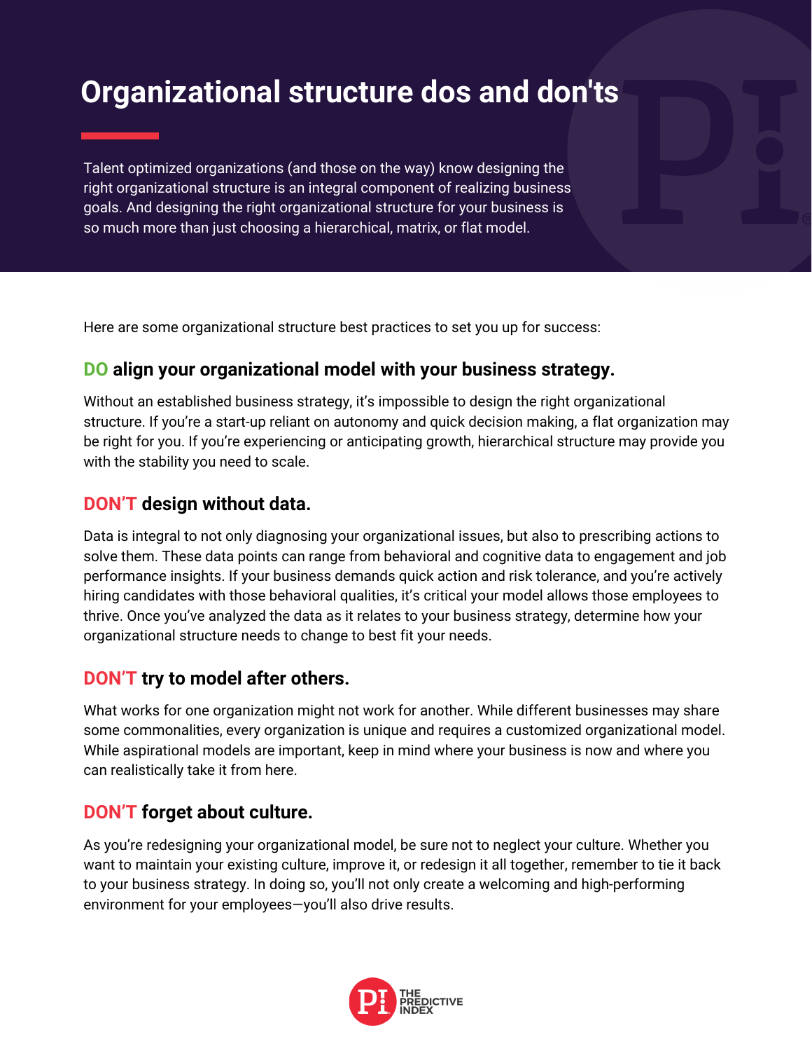# Organizational structure dos and don'ts

Talent optimized organizations (and those on the way) know designing the right organizational structure is an integral component of realizing business goals. And designing the right organizational structure for your business is so much more than just choosing a hierarchical, matrix, or flat model.

Here are some organizational structure best practices to set you up for success:

### DO align your organizational model with your business strategy.

Without an established business strategy, it's impossible to design the right organizational structure. If you're a start-up reliant on autonomy and quick decision making, a flat organization may be right for you. If you're experiencing or anticipating growth, hierarchical structure may provide you with the stability you need to scale.

### DON'T design without data.

Data is integral to not only diagnosing your organizational issues, but also to prescribing actions to solve them. These data points can range from behavioral and cognitive data to engagement and job performance insights. If your business demands quick action and risk tolerance, and you're actively hiring candidates with those behavioral qualities, it's critical your model allows those employees to thrive. Once you've analyzed the data as it relates to your business strategy, determine how your organizational structure needs to change to best fit your needs.

### DON'T try to model after others.

What works for one organization might not work for another. While different businesses may share some commonalities, every organization is unique and requires a customized organizational model. While aspirational models are important, keep in mind where your business is now and where you can realistically take it from here.

### DON'T forget about culture.

As you're redesigning your organizational model, be sure not to neglect your culture. Whether you want to maintain your existing culture, improve it, or redesign it all together, remember to tie it back to your business strategy. In doing so, you'll not only create a welcoming and high-performing environment for your employees—you'll also drive results.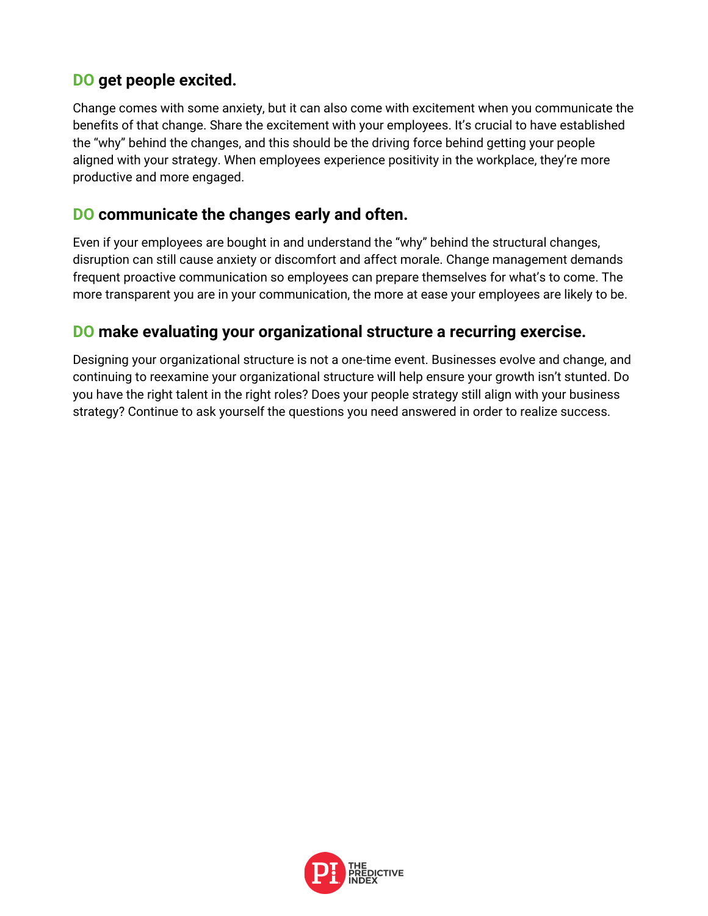## **DO** get people excited.

Change comes with some anxiety, but it can also come with excitement when you communicate the benefits of that change. Share the excitement with your employees. It's crucial to have established the "why" behind the changes, and this should be the driving force behind getting your people aligned with your strategy. When employees experience positivity in the workplace, they're more productive and more engaged.

## **DO** communicate the changes early and often.

Even if your employees are bought in and understand the "why" behind the structural changes, disruption can still cause anxiety or discomfort and affect morale. Change management demands frequent proactive communication so employees can prepare themselves for what's to come. The more transparent you are in your communication, the more at ease your employees are likely to be.

## **DO** make evaluating your organizational structure a recurring exercise.

Designing your organizational structure is not a one-time event. Businesses evolve and change, and continuing to reexamine your organizational structure will help ensure your growth isn't stunted. Do you have the right talent in the right roles? Does your people strategy still align with your business strategy? Continue to ask yourself the questions you need answered in order to realize success.